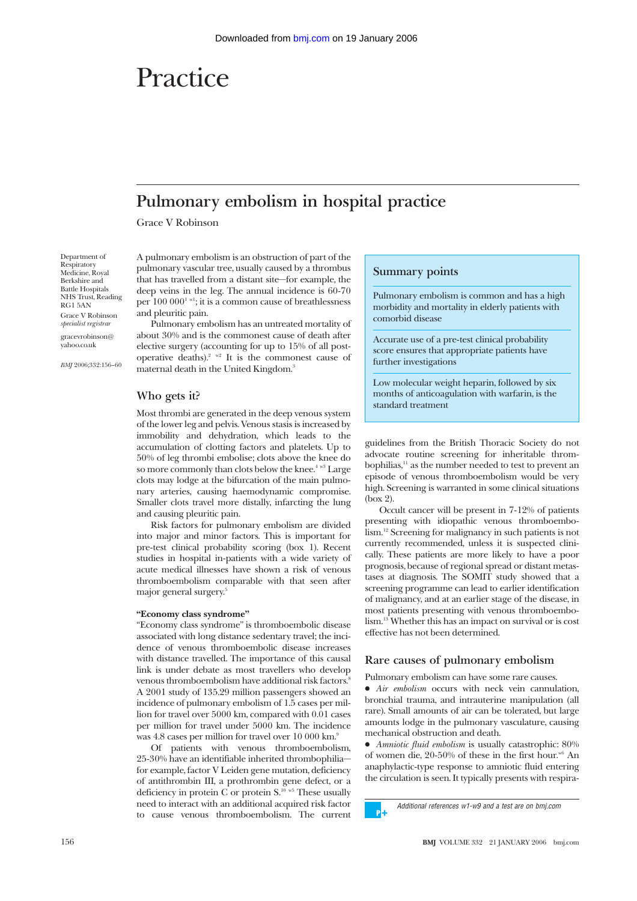# Practice

## Pulmonary embolism in hospital practice

Grace V Robinson

Department of Respiratory Medicine, Royal Berkshire and Battle Hospitals NHS Trust, Reading RG1 5AN

Grace V Robinson *specialist registrar*

gracevrobinson@yahoo.co.uk

*BMJ* 2006;332:156–60

A pulmonary embolism is an obstruction of part of the pulmonary vascular tree, usually caused by a thrombus that has travelled from a distant site—for example, the deep veins in the leg. The annual incidence is 60-70 per 100 000[1 w1]; it is a common cause of breathlessness and pleuritic pain.

Pulmonary embolism has an untreated mortality of about 30% and is the commonest cause of death after elective surgery (accounting for up to 15% of all post-operative deaths).[2 w2] It is the commonest cause of maternal death in the United Kingdom.[3]

### Summary points

Pulmonary embolism is common and has a high morbidity and mortality in elderly patients with comorbid disease

Accurate use of a pre-test clinical probability score ensures that appropriate patients have further investigations

Low molecular weight heparin, followed by six months of anticoagulation with warfarin, is the standard treatment

## Who gets it?

Most thrombi are generated in the deep venous system of the lower leg and pelvis. Venous stasis is increased by immobility and dehydration, which leads to the accumulation of clotting factors and platelets. Up to 50% of leg thrombi embolise; clots above the knee do so more commonly than clots below the knee.[4 w3] Large clots may lodge at the bifurcation of the main pulmonary arteries, causing haemodynamic compromise. Smaller clots travel more distally, infarcting the lung and causing pleuritic pain.

Risk factors for pulmonary embolism are divided into major and minor factors. This is important for pre-test clinical probability scoring (box 1). Recent studies in hospital in-patients with a wide variety of acute medical illnesses have shown a risk of venous thromboembolism comparable with that seen after major general surgery.[5]

**"Economy class syndrome"**

"Economy class syndrome" is thromboembolic disease associated with long distance sedentary travel; the incidence of venous thromboembolic disease increases with distance travelled. The importance of this causal link is under debate as most travellers who develop venous thromboembolism have additional risk factors.[8] A 2001 study of 135.29 million passengers showed an incidence of pulmonary embolism of 1.5 cases per million for travel over 5000 km, compared with 0.01 cases per million for travel under 5000 km. The incidence was 4.8 cases per million for travel over 10 000 km.[9]

Of patients with venous thromboembolism, 25-30% have an identifiable inherited thrombophilia—for example, factor V Leiden gene mutation, deficiency of antithrombin III, a prothrombin gene defect, or a deficiency in protein C or protein S.[10 w5] These usually need to interact with an additional acquired risk factor to cause venous thromboembolism. The current guidelines from the British Thoracic Society do not advocate routine screening for inheritable thrombophilias,[11] as the number needed to test to prevent an episode of venous thromboembolism would be very high. Screening is warranted in some clinical situations (box 2).

Occult cancer will be present in 7-12% of patients presenting with idiopathic venous thromboembolism.[12] Screening for malignancy in such patients is not currently recommended, unless it is suspected clinically. These patients are more likely to have a poor prognosis, because of regional spread or distant metastases at diagnosis. The SOMIT study showed that a screening programme can lead to earlier identification of malignancy, and at an earlier stage of the disease, in most patients presenting with venous thromboembolism.[13] Whether this has an impact on survival or is cost effective has not been determined.

## Rare causes of pulmonary embolism

Pulmonary embolism can have some rare causes.

- *Air embolism* occurs with neck vein cannulation, bronchial trauma, and intrauterine manipulation (all rare). Small amounts of air can be tolerated, but large amounts lodge in the pulmonary vasculature, causing mechanical obstruction and death.
- *Amniotic fluid embolism* is usually catastrophic: 80% of women die, 20-50% of these in the first hour.[w6] An anaphylactic-type response to amniotic fluid entering the circulation is seen. It typically presents with respira-

*Additional references w1-w9 and a test are on bmj.com*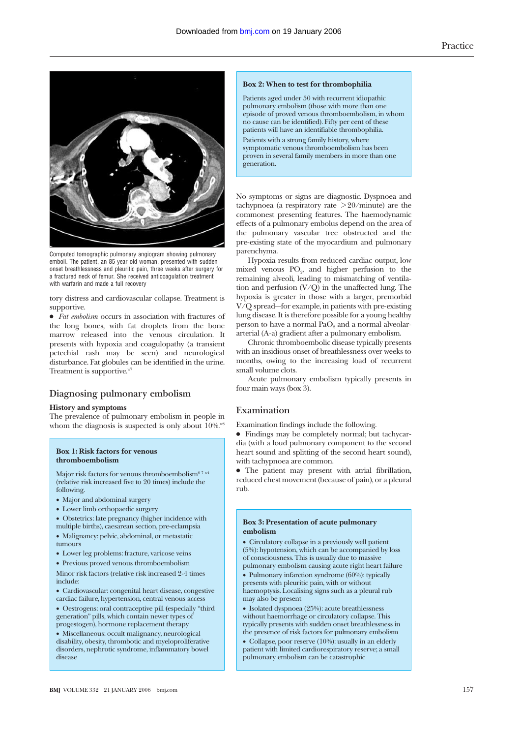Computed tomographic pulmonary angiogram showing pulmonary emboli. The patient, an 85 year old woman, presented with sudden onset breathlessness and pleuritic pain, three weeks after surgery for a fractured neck of femur. She received anticoagulation treatment with warfarin and made a full recovery

tory distress and cardiovascular collapse. Treatment is supportive.

- *Fat embolism* occurs in association with fractures of the long bones, with fat droplets from the bone marrow released into the venous circulation. It presents with hypoxia and coagulopathy (a transient petechial rash may be seen) and neurological disturbance. Fat globules can be identified in the urine. Treatment is supportive.[w7]

## Diagnosing pulmonary embolism

### History and symptoms

The prevalence of pulmonary embolism in people in whom the diagnosis is suspected is only about 10%.[w8]

> **Box 1: Risk factors for venous thromboembolism**
>
> Major risk factors for venous thromboembolism[6 7 w4] (relative risk increased five to 20 times) include the following.
>
> - Major and abdominal surgery
> - Lower limb orthopaedic surgery
> - Obstetrics: late pregnancy (higher incidence with multiple births), caesarean section, pre-eclampsia
> - Malignancy: pelvic, abdominal, or metastatic tumours
> - Lower leg problems: fracture, varicose veins
> - Previous proved venous thromboembolism
>
> Minor risk factors (relative risk increased 2-4 times include:
>
> - Cardiovascular: congenital heart disease, congestive cardiac failure, hypertension, central venous access
> - Oestrogens: oral contraceptive pill (especially "third generation" pills, which contain newer types of progestogen), hormone replacement therapy
> - Miscellaneous: occult malignancy, neurological disability, obesity, thrombotic and myeloproliferative disorders, nephrotic syndrome, inflammatory bowel disease

> **Box 2: When to test for thrombophilia**
>
> Patients aged under 50 with recurrent idiopathic pulmonary embolism (those with more than one episode of proved venous thromboembolism, in whom no cause can be identified). Fifty per cent of these patients will have an identifiable thrombophilia.
>
> Patients with a strong family history, where symptomatic venous thromboembolism has been proven in several family members in more than one generation.

No symptoms or signs are diagnostic. Dyspnoea and tachypnoea (a respiratory rate $>20$/minute) are the commonest presenting features. The haemodynamic effects of a pulmonary embolus depend on the area of the pulmonary vascular tree obstructed and the pre-existing state of the myocardium and pulmonary parenchyma.

Hypoxia results from reduced cardiac output, low mixed venous $PO_2$, and higher perfusion to the remaining alveoli, leading to mismatching of ventilation and perfusion (V/Q) in the unaffected lung. The hypoxia is greater in those with a larger, premorbid V/Q spread—for example, in patients with pre-existing lung disease. It is therefore possible for a young healthy person to have a normal $PaO_2$ and a normal alveolar-arterial (A-a) gradient after a pulmonary embolism.

Chronic thromboembolic disease typically presents with an insidious onset of breathlessness over weeks to months, owing to the increasing load of recurrent small volume clots.

Acute pulmonary embolism typically presents in four main ways (box 3).

## Examination

Examination findings include the following.

- Findings may be completely normal; but tachycardia (with a loud pulmonary component to the second heart sound and splitting of the second heart sound), with tachypnoea are common.
- The patient may present with atrial fibrillation, reduced chest movement (because of pain), or a pleural rub.

> **Box 3: Presentation of acute pulmonary embolism**
>
> - Circulatory collapse in a previously well patient (5%): hypotension, which can be accompanied by loss of consciousness. This is usually due to massive pulmonary embolism causing acute right heart failure
> - Pulmonary infarction syndrome (60%): typically presents with pleuritic pain, with or without haemoptysis. Localising signs such as a pleural rub may also be present
> - Isolated dyspnoea (25%): acute breathlessness without haemorrhage or circulatory collapse. This typically presents with sudden onset breathlessness in the presence of risk factors for pulmonary embolism
> - Collapse, poor reserve (10%): usually in an elderly patient with limited cardiorespiratory reserve; a small pulmonary embolism can be catastrophic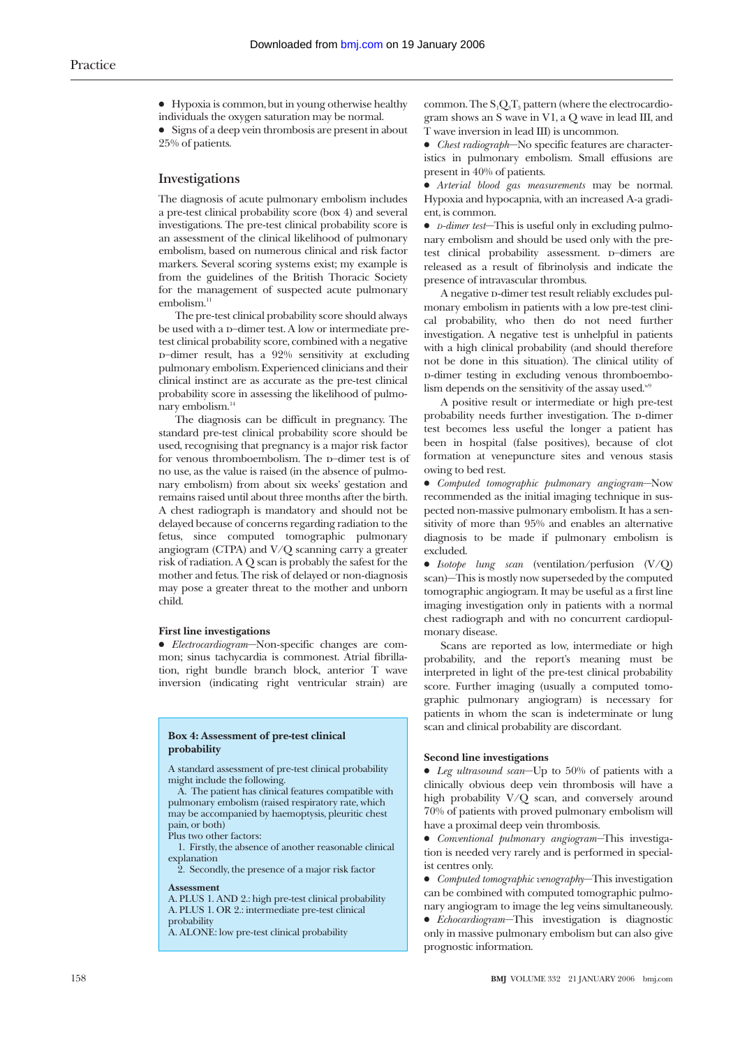- Hypoxia is common, but in young otherwise healthy individuals the oxygen saturation may be normal.
- Signs of a deep vein thrombosis are present in about 25% of patients.

## Investigations

The diagnosis of acute pulmonary embolism includes a pre-test clinical probability score (box 4) and several investigations. The pre-test clinical probability score is an assessment of the clinical likelihood of pulmonary embolism, based on numerous clinical and risk factor markers. Several scoring systems exist; my example is from the guidelines of the British Thoracic Society for the management of suspected acute pulmonary embolism.[11]

The pre-test clinical probability score should always be used with a D–dimer test. A low or intermediate pre-test clinical probability score, combined with a negative D–dimer result, has a 92% sensitivity at excluding pulmonary embolism. Experienced clinicians and their clinical instinct are as accurate as the pre-test clinical probability score in assessing the likelihood of pulmonary embolism.[14]

The diagnosis can be difficult in pregnancy. The standard pre-test clinical probability score should be used, recognising that pregnancy is a major risk factor for venous thromboembolism. The D–dimer test is of no use, as the value is raised (in the absence of pulmonary embolism) from about six weeks' gestation and remains raised until about three months after the birth. A chest radiograph is mandatory and should not be delayed because of concerns regarding radiation to the fetus, since computed tomographic pulmonary angiogram (CTPA) and V/Q scanning carry a greater risk of radiation. A Q scan is probably the safest for the mother and fetus. The risk of delayed or non-diagnosis may pose a greater threat to the mother and unborn child.

### First line investigations

- *Electrocardiogram*—Non-specific changes are common; sinus tachycardia is commonest. Atrial fibrillation, right bundle branch block, anterior T wave inversion (indicating right ventricular strain) are common. The $S_1Q_3T_3$ pattern (where the electrocardiogram shows an S wave in V1, a Q wave in lead III, and T wave inversion in lead III) is uncommon.
- *Chest radiograph*—No specific features are characteristics in pulmonary embolism. Small effusions are present in 40% of patients.
- *Arterial blood gas measurements* may be normal. Hypoxia and hypocapnia, with an increased A-a gradient, is common.
- *D-dimer test*—This is useful only in excluding pulmonary embolism and should be used only with the pre-test clinical probability assessment. D–dimers are released as a result of fibrinolysis and indicate the presence of intravascular thrombus.

A negative D-dimer test result reliably excludes pulmonary embolism in patients with a low pre-test clinical probability, who then do not need further investigation. A negative test is unhelpful in patients with a high clinical probability (and should therefore not be done in this situation). The clinical utility of D-dimer testing in excluding venous thromboembolism depends on the sensitivity of the assay used.[w9]

A positive result or intermediate or high pre-test probability needs further investigation. The D-dimer test becomes less useful the longer a patient has been in hospital (false positives), because of clot formation at venepuncture sites and venous stasis owing to bed rest.

- *Computed tomographic pulmonary angiogram*—Now recommended as the initial imaging technique in suspected non-massive pulmonary embolism. It has a sensitivity of more than 95% and enables an alternative diagnosis to be made if pulmonary embolism is excluded.
- *Isotope lung scan* (ventilation/perfusion (V/Q) scan)—This is mostly now superseded by the computed tomographic angiogram. It may be useful as a first line imaging investigation only in patients with a normal chest radiograph and with no concurrent cardiopulmonary disease.

Scans are reported as low, intermediate or high probability, and the report's meaning must be interpreted in light of the pre-test clinical probability score. Further imaging (usually a computed tomographic pulmonary angiogram) is necessary for patients in whom the scan is indeterminate or lung scan and clinical probability are discordant.

### Second line investigations

- *Leg ultrasound scan*—Up to 50% of patients with a clinically obvious deep vein thrombosis will have a high probability V/Q scan, and conversely around 70% of patients with proved pulmonary embolism will have a proximal deep vein thrombosis.
- *Conventional pulmonary angiogram*—This investigation is needed very rarely and is performed in specialist centres only.
- *Computed tomographic venography*—This investigation can be combined with computed tomographic pulmonary angiogram to image the leg veins simultaneously.
- *Echocardiogram*—This investigation is diagnostic only in massive pulmonary embolism but can also give prognostic information.

**Box 4: Assessment of pre-test clinical probability**

A standard assessment of pre-test clinical probability might include the following.

A. The patient has clinical features compatible with pulmonary embolism (raised respiratory rate, which may be accompanied by haemoptysis, pleuritic chest pain, or both)

Plus two other factors:

1. Firstly, the absence of another reasonable clinical explanation
2. Secondly, the presence of a major risk factor

**Assessment**

A. PLUS 1. AND 2.: high pre-test clinical probability
A. PLUS 1. OR 2.: intermediate pre-test clinical probability
A. ALONE: low pre-test clinical probability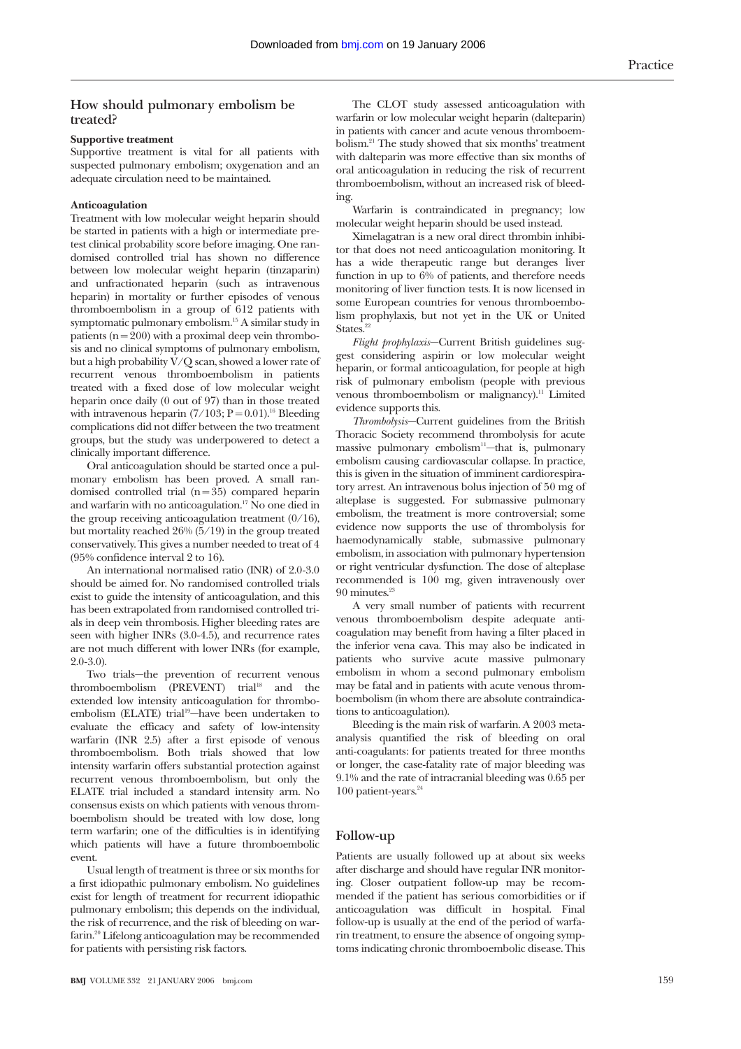## How should pulmonary embolism be treated?

### Supportive treatment

Supportive treatment is vital for all patients with suspected pulmonary embolism; oxygenation and an adequate circulation need to be maintained.

### Anticoagulation

Treatment with low molecular weight heparin should be started in patients with a high or intermediate pretest clinical probability score before imaging. One randomised controlled trial has shown no difference between low molecular weight heparin (tinzaparin) and unfractionated heparin (such as intravenous heparin) in mortality or further episodes of venous thromboembolism in a group of 612 patients with symptomatic pulmonary embolism.[15] A similar study in patients (n=200) with a proximal deep vein thrombosis and no clinical symptoms of pulmonary embolism, but a high probability V/Q scan, showed a lower rate of recurrent venous thromboembolism in patients treated with a fixed dose of low molecular weight heparin once daily (0 out of 97) than in those treated with intravenous heparin (7/103; P=0.01).[16] Bleeding complications did not differ between the two treatment groups, but the study was underpowered to detect a clinically important difference.

Oral anticoagulation should be started once a pulmonary embolism has been proved. A small randomised controlled trial (n=35) compared heparin and warfarin with no anticoagulation.[17] No one died in the group receiving anticoagulation treatment (0/16), but mortality reached 26% (5/19) in the group treated conservatively. This gives a number needed to treat of 4 (95% confidence interval 2 to 16).

An international normalised ratio (INR) of 2.0-3.0 should be aimed for. No randomised controlled trials exist to guide the intensity of anticoagulation, and this has been extrapolated from randomised controlled trials in deep vein thrombosis. Higher bleeding rates are seen with higher INRs (3.0-4.5), and recurrence rates are not much different with lower INRs (for example, 2.0-3.0).

Two trials—the prevention of recurrent venous thromboembolism (PREVENT) trial[18] and the extended low intensity anticoagulation for thromboembolism (ELATE) trial[19]—have been undertaken to evaluate the efficacy and safety of low-intensity warfarin (INR 2.5) after a first episode of venous thromboembolism. Both trials showed that low intensity warfarin offers substantial protection against recurrent venous thromboembolism, but only the ELATE trial included a standard intensity arm. No consensus exists on which patients with venous thromboembolism should be treated with low dose, long term warfarin; one of the difficulties is in identifying which patients will have a future thromboembolic event.

Usual length of treatment is three or six months for a first idiopathic pulmonary embolism. No guidelines exist for length of treatment for recurrent idiopathic pulmonary embolism; this depends on the individual, the risk of recurrence, and the risk of bleeding on warfarin.[20] Lifelong anticoagulation may be recommended for patients with persisting risk factors.

The CLOT study assessed anticoagulation with warfarin or low molecular weight heparin (dalteparin) in patients with cancer and acute venous thromboembolism.[21] The study showed that six months' treatment with dalteparin was more effective than six months of oral anticoagulation in reducing the risk of recurrent thromboembolism, without an increased risk of bleeding.

Warfarin is contraindicated in pregnancy; low molecular weight heparin should be used instead.

Ximelagatran is a new oral direct thrombin inhibitor that does not need anticoagulation monitoring. It has a wide therapeutic range but deranges liver function in up to 6% of patients, and therefore needs monitoring of liver function tests. It is now licensed in some European countries for venous thromboembolism prophylaxis, but not yet in the UK or United States.[22]

*Flight prophylaxis*—Current British guidelines suggest considering aspirin or low molecular weight heparin, or formal anticoagulation, for people at high risk of pulmonary embolism (people with previous venous thromboembolism or malignancy).[11] Limited evidence supports this.

*Thrombolysis*—Current guidelines from the British Thoracic Society recommend thrombolysis for acute massive pulmonary embolism[11]—that is, pulmonary embolism causing cardiovascular collapse. In practice, this is given in the situation of imminent cardiorespiratory arrest. An intravenous bolus injection of 50 mg of alteplase is suggested. For submassive pulmonary embolism, the treatment is more controversial; some evidence now supports the use of thrombolysis for haemodynamically stable, submassive pulmonary embolism, in association with pulmonary hypertension or right ventricular dysfunction. The dose of alteplase recommended is 100 mg, given intravenously over 90 minutes.[23]

A very small number of patients with recurrent venous thromboembolism despite adequate anticoagulation may benefit from having a filter placed in the inferior vena cava. This may also be indicated in patients who survive acute massive pulmonary embolism in whom a second pulmonary embolism may be fatal and in patients with acute venous thromboembolism (in whom there are absolute contraindications to anticoagulation).

Bleeding is the main risk of warfarin. A 2003 meta-analysis quantified the risk of bleeding on oral anti-coagulants: for patients treated for three months or longer, the case-fatality rate of major bleeding was 9.1% and the rate of intracranial bleeding was 0.65 per 100 patient-years.[24]

## Follow-up

Patients are usually followed up at about six weeks after discharge and should have regular INR monitoring. Closer outpatient follow-up may be recommended if the patient has serious comorbidities or if anticoagulation was difficult in hospital. Final follow-up is usually at the end of the period of warfarin treatment, to ensure the absence of ongoing symptoms indicating chronic thromboembolic disease. This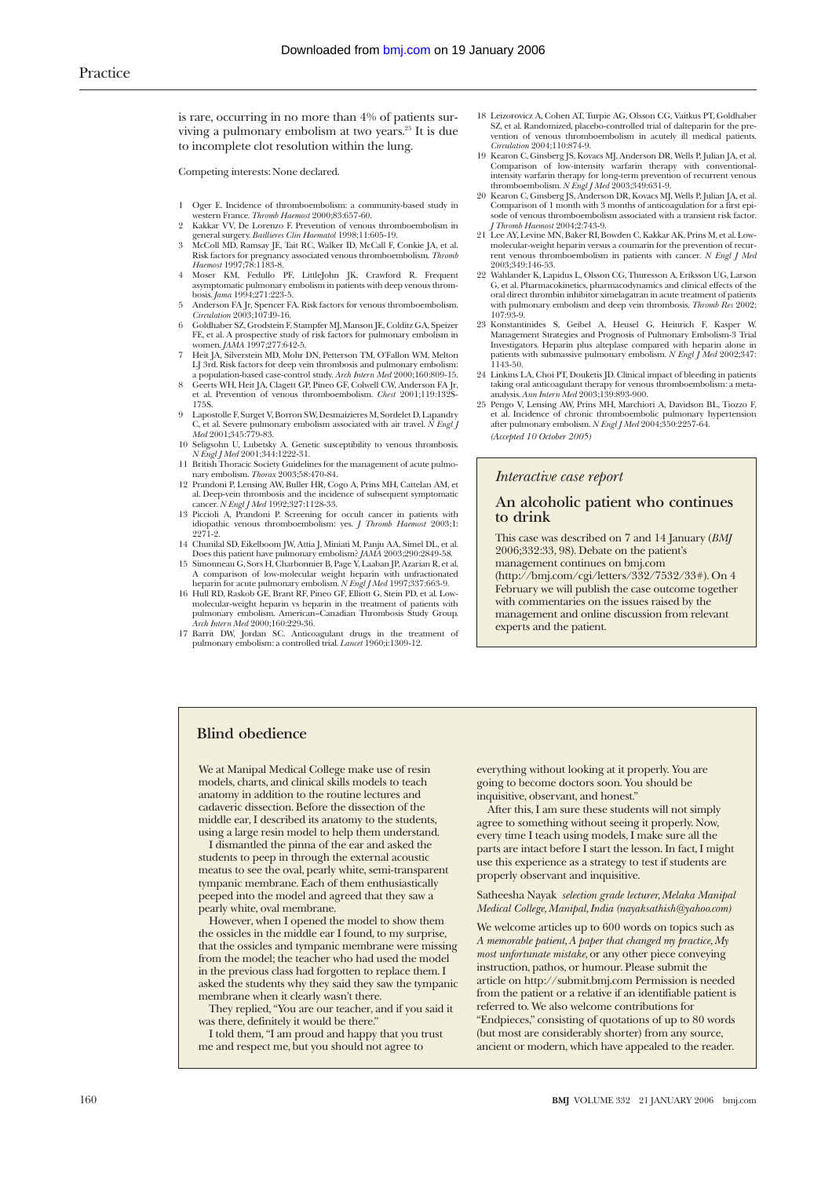is rare, occurring in no more than 4% of patients surviving a pulmonary embolism at two years.[25] It is due to incomplete clot resolution within the lung.

Competing interests: None declared.

1. Oger E. Incidence of thromboembolism: a community-based study in western France. *Thromb Haemost* 2000;83:657-60.
2. Kakkar VV, De Lorenzo F. Prevention of venous thromboembolism in general surgery. *Baillieres Clin Haematol* 1998;11:605-19.
3. McColl MD, Ramsay JE, Tait RC, Walker ID, McCall F, Conkie JA, et al. Risk factors for pregnancy associated venous thromboembolism. *Thromb Haemost* 1997;78:1183-8.
4. Moser KM, Fedullo PF, LittleJohn JK, Crawford R. Frequent asymptomatic pulmonary embolism in patients with deep venous thrombosis. *Jama* 1994;271:223-5.
5. Anderson FA Jr, Spencer FA. Risk factors for venous thromboembolism. *Circulation* 2003;107:I9-16.
6. Goldhaber SZ, Grodstein F, Stampfer MJ, Manson JE, Colditz GA, Speizer FE, et al. A prospective study of risk factors for pulmonary embolism in women. *JAMA* 1997;277:642-5.
7. Heit JA, Silverstein MD, Mohr DN, Petterson TM, O'Fallon WM, Melton LJ 3rd. Risk factors for deep vein thrombosis and pulmonary embolism: a population-based case-control study. *Arch Intern Med* 2000;160:809-15.
8. Geerts WH, Heit JA, Clagett GP, Pineo GF, Colwell CW, Anderson FA Jr, et al. Prevention of venous thromboembolism. *Chest* 2001;119:132S-175S.
9. Lapostolle F, Surget V, Borron SW, Desmaizieres M, Sordelet D, Lapandry C, et al. Severe pulmonary embolism associated with air travel. *N Engl J Med* 2001;345:779-83.
10. Seligsohn U, Lubetsky A. Genetic susceptibility to venous thrombosis. *N Engl J Med* 2001;344:1222-31.
11. British Thoracic Society Guidelines for the management of acute pulmonary embolism. *Thorax* 2003;58:470-84.
12. Prandoni P, Lensing AW, Buller HR, Cogo A, Prins MH, Cattelan AM, et al. Deep-vein thrombosis and the incidence of subsequent symptomatic cancer. *N Engl J Med* 1992;327:1128-33.
13. Piccioli A, Prandoni P. Screening for occult cancer in patients with idiopathic venous thromboembolism: yes. *J Thromb Haemost* 2003;1:2271-2.
14. Chunilal SD, Eikelboom JW, Attia J, Miniati M, Panju AA, Simel DL, et al. Does this patient have pulmonary embolism? *JAMA* 2003;290:2849-58.
15. Simonneau G, Sors H, Charbonnier B, Page Y, Laaban JP, Azarian R, et al. A comparison of low-molecular weight heparin with unfractionated heparin for acute pulmonary embolism. *N Engl J Med* 1997;337:663-9.
16. Hull RD, Raskob GE, Brant RF, Pineo GF, Elliott G, Stein PD, et al. Low-molecular-weight heparin vs heparin in the treatment of patients with pulmonary embolism. American-Canadian Thrombosis Study Group. *Arch Intern Med* 2000;160:229-36.
17. Barrit DW, Jordan SC. Anticoagulant drugs in the treatment of pulmonary embolism: a controlled trial. *Lancet* 1960;i:1309-12.
18. Leizorovicz A, Cohen AT, Turpie AG, Olsson CG, Vaitkus PT, Goldhaber SZ, et al. Randomized, placebo-controlled trial of dalteparin for the prevention of venous thromboembolism in acutely ill medical patients. *Circulation* 2004;110:874-9.
19. Kearon C, Ginsberg JS, Kovacs MJ, Anderson DR, Wells P, Julian JA, et al. Comparison of low-intensity warfarin therapy with conventional-intensity warfarin therapy for long-term prevention of recurrent venous thromboembolism. *N Engl J Med* 2003;349:631-9.
20. Kearon C, Ginsberg JS, Anderson DR, Kovacs MJ, Wells P, Julian JA, et al. Comparison of 1 month with 3 months of anticoagulation for a first episode of venous thromboembolism associated with a transient risk factor. *J Thromb Haemost* 2004;2:743-9.
21. Lee AY, Levine MN, Baker RI, Bowden C, Kakkar AK, Prins M, et al. Low-molecular-weight heparin versus a coumarin for the prevention of recurrent venous thromboembolism in patients with cancer. *N Engl J Med* 2003;349:146-53.
22. Wahlander K, Lapidus L, Olsson CG, Thuresson A, Eriksson UG, Larson G, et al. Pharmacokinetics, pharmacodynamics and clinical effects of the oral direct thrombin inhibitor ximelagatran in acute treatment of patients with pulmonary embolism and deep vein thrombosis. *Thromb Res* 2002;107:93-9.
23. Konstantinides S, Geibel A, Heusel G, Heinrich F, Kasper W. Management Strategies and Prognosis of Pulmonary Embolism-3 Trial Investigators. Heparin plus alteplase compared with heparin alone in patients with submassive pulmonary embolism. *N Engl J Med* 2002;347:1143-50.
24. Linkins LA, Choi PT, Douketis JD. Clinical impact of bleeding in patients taking oral anticoagulant therapy for venous thromboembolism: a meta-analysis. *Ann Intern Med* 2003;139:893-900.
25. Pengo V, Lensing AW, Prins MH, Marchiori A, Davidson BL, Tiozzo F, et al. Incidence of chronic thromboembolic pulmonary hypertension after pulmonary embolism. *N Engl J Med* 2004;350:2257-64.

*(Accepted 10 October 2005)*

*Interactive case report*

## An alcoholic patient who continues to drink

This case was described on 7 and 14 January (*BMJ* 2006;332:33, 98). Debate on the patient's management continues on bmj.com (http://bmj.com/cgi/letters/332/7532/33#). On 4 February we will publish the case outcome together with commentaries on the issues raised by the management and online discussion from relevant experts and the patient.

## Blind obedience

We at Manipal Medical College make use of resin models, charts, and clinical skills models to teach anatomy in addition to the routine lectures and cadaveric dissection. Before the dissection of the middle ear, I described its anatomy to the students, using a large resin model to help them understand.

I dismantled the pinna of the ear and asked the students to peep in through the external acoustic meatus to see the oval, pearly white, semi-transparent tympanic membrane. Each of them enthusiastically peeped into the model and agreed that they saw a pearly white, oval membrane.

However, when I opened the model to show them the ossicles in the middle ear I found, to my surprise, that the ossicles and tympanic membrane were missing from the model; the teacher who had used the model in the previous class had forgotten to replace them. I asked the students why they said they saw the tympanic membrane when it clearly wasn't there.

They replied, "You are our teacher, and if you said it was there, definitely it would be there."

I told them, "I am proud and happy that you trust me and respect me, but you should not agree to everything without looking at it properly. You are going to become doctors soon. You should be inquisitive, observant, and honest."

After this, I am sure these students will not simply agree to something without seeing it properly. Now, every time I teach using models, I make sure all the parts are intact before I start the lesson. In fact, I might use this experience as a strategy to test if students are properly observant and inquisitive.

Satheesha Nayak *selection grade lecturer, Melaka Manipal Medical College, Manipal, India (nayaksathish@yahoo.com)*

We welcome articles up to 600 words on topics such as *A memorable patient, A paper that changed my practice, My most unfortunate mistake*, or any other piece conveying instruction, pathos, or humour. Please submit the article on http://submit.bmj.com Permission is needed from the patient or a relative if an identifiable patient is referred to. We also welcome contributions for "Endpieces," consisting of quotations of up to 80 words (but most are considerably shorter) from any source, ancient or modern, which have appealed to the reader.